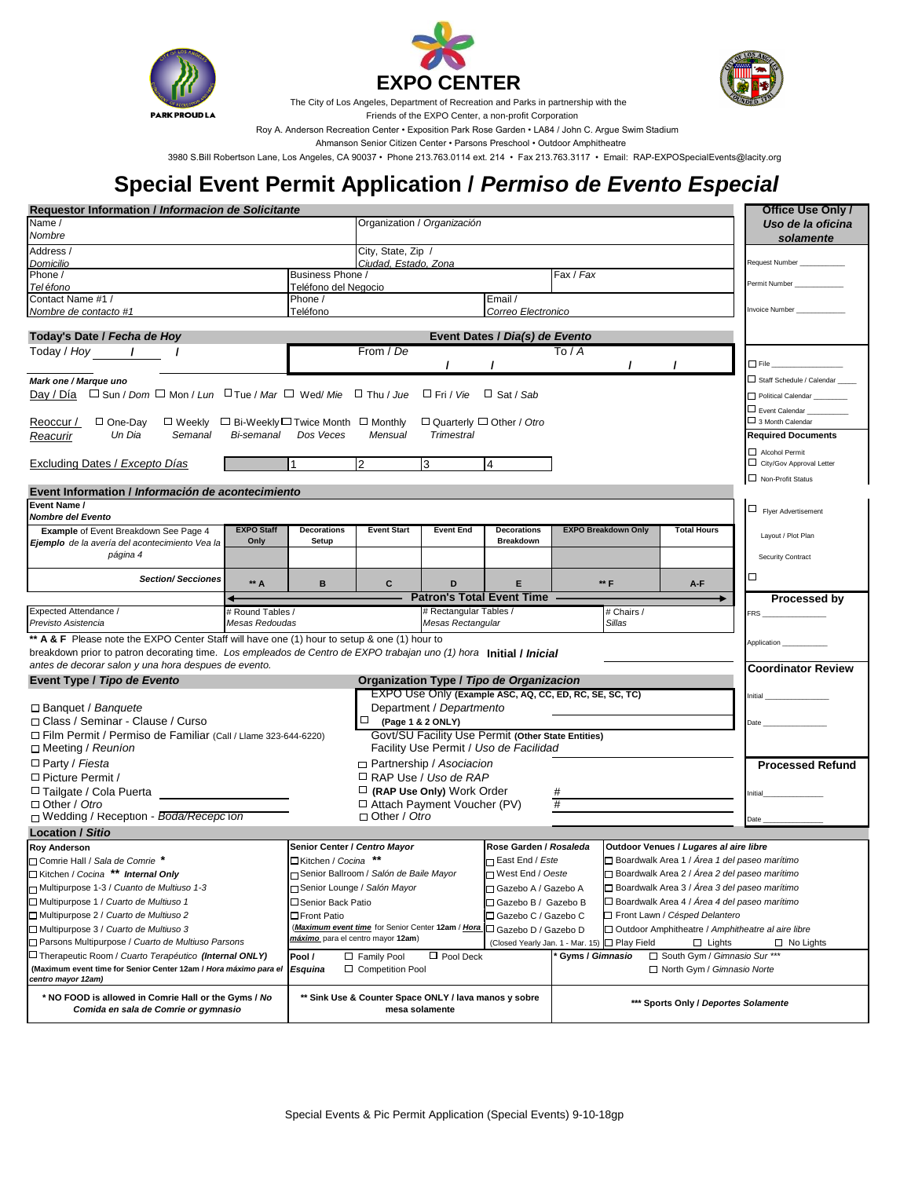# EXPO CENTER

The City of Los Angeles, Department of Recreation and Parks in partnership with the
Friends of the EXPO Center, a non-profit Corporation
Roy A. Anderson Recreation Center • Exposition Park Rose Garden • LA84 / John C. Argue Swim Stadium
Ahmanson Senior Citizen Center • Parsons Preschool • Outdoor Amphitheatre
3980 S.Bill Robertson Lane, Los Angeles, CA 90037 • Phone 213.763.0114 ext. 214 • Fax 213.763.3117 • Email: RAP-EXPOSpecialEvents@lacity.org

# Special Event Permit Application / *Permiso de Evento Especial*

## Requestor Information / *Informacion de Solicitante*

| | | | |
|---|---|---|---|
| Name / *Nombre* | | Organization / *Organización* | |
| Address / *Domicilio* | | City, State, Zip / *Ciudad, Estado, Zona* | |
| Phone / *Teléfono* | Business Phone / *Teléfono del Negocio* | | Fax / *Fax* |
| Contact Name #1 / *Nombre de contacto #1* | Phone / *Teléfono* | Email / *Correo Electronico* | |

**Office Use Only / *Uso de la oficina solamente***

Request Number ____________
Permit Number ____________
Invoice Number ____________

## Today's Date / *Fecha de Hoy*

Today / *Hoy* ____ / ____ / ____

## Event Dates / *Día(s) de Evento*

From / *De* ____ / ____ / ____ To / *A* ____ / ____ / ____

*Mark one / Marque uno*

Day / *Día* ☐ Sun / *Dom* ☐ Mon / *Lun* ☐ Tue / *Mar* ☐ Wed/ *Mie* ☐ Thu / *Jue* ☐ Fri / *Vie* ☐ Sat / *Sab*

Reoccur / *Reacurir* ☐ One-Day *Un Dia* ☐ Weekly *Semanal* ☐ Bi-Weekly *Bi-semanal* ☐ Twice Month *Dos Veces* ☐ Monthly *Mensual* ☐ Quarterly *Trimestral* ☐ Other / *Otro*

Excluding Dates / *Excepto Días* 1 ____ 2 ____ 3 ____ 4 ____

☐ File ____________
☐ Staff Schedule / Calendar ____
☐ Political Calendar ________
☐ Event Calendar ________
☐ 3 Month Calendar

**Required Documents**

☐ Alcohol Permit
☐ City/Gov Approval Letter
☐ Non-Profit Status
☐ Flyer Advertisement
Layout / Plot Plan
Security Contract
☐

## Event Information / *Información de acontecimiento*

**Event Name / *Nombre del Evento***

| **Example** of Event Breakdown See Page 4 / ***Ejemplo** de la avería del acontecimiento Vea la página 4* | EXPO Staff Only | Decorations Setup | Event Start | Event End | Decorations Breakdown | EXPO Breakdown Only | Total Hours |
|---|---|---|---|---|---|---|---|
| | | | | | | | |
| ***Section/ Secciones*** | ** A | B | C | D | E | ** F | A-F |
| | | | Patron's Total Event Time | | | | |

| | | | |
|---|---|---|---|
| Expected Attendance / *Previsto Asistencia* | # Round Tables / *Mesas Redoudas* | # Rectangular Tables / *Mesas Rectangular* | # Chairs / *Sillas* |

**** A & F** Please note the EXPO Center Staff will have one (1) hour to setup & one (1) hour to breakdown prior to patron decorating time. *Los empleados de Centro de EXPO trabajan uno (1) hora antes de decorar salon y una hora despues de evento.* **Initial / *Inicial*** ____________

**Processed by**

FRS ____________
Application ____________

**Coordinator Review**

Initial ____________
Date ____________

**Processed Refund**

Initial ____________
Date ____________

## Event Type / *Tipo de Evento*

- ☐ Banquet / *Banquete*
- ☐ Class / Seminar - Clause / Curso
- ☐ Film Permit / Permiso de Familiar (Call / Llame 323-644-6220)
- ☐ Meeting / *Reunion*
- ☐ Party / *Fiesta*
- ☐ Picture Permit / ____________
- ☐ Tailgate / Cola Puerta ____________
- ☐ Other / *Otro* ____________
- ☐ Wedding / Reception - *Boda/Recepc ion*

## Organization Type / *Tipo de Organizacion*

EXPO Use Only **(Example ASC, AQ, CC, ED, RC, SE, SC, TC)**
Department / *Departmento* ____________
☐ **(Page 1 & 2 ONLY)**
Govt/SU Facility Use Permit **(Other State Entities)**
Facility Use Permit / *Uso de Facilidad*

- ☐ Partnership / *Asociacion*
- ☐ RAP Use / *Uso de RAP*
- ☐ **(RAP Use Only)** Work Order # ____________
- ☐ Attach Payment Voucher (PV) # ____________
- ☐ Other / *Otro*

## Location / *Sitio*

| Roy Anderson | Senior Center / *Centro Mayor* | Rose Garden / *Rosaleda* | Outdoor Venues / *Lugares al aire libre* |
|---|---|---|---|
| ☐ Comrie Hall / *Sala de Comrie* * | ☐ Kitchen / *Cocina* ** | ☐ East End / *Este* | ☐ Boardwalk Area 1 / *Área 1 del paseo marítimo* |
| ☐ Kitchen / *Cocina* ** *Internal Only* | ☐ Senior Ballroom / *Salón de Baile Mayor* | ☐ West End / *Oeste* | ☐ Boardwalk Area 2 / *Área 2 del paseo marítimo* |
| ☐ Multipurpose 1-3 / *Cuanto de Multiuso 1-3* | ☐ Senior Lounge / *Salón Mayor* | ☐ Gazebo A / Gazebo A | ☐ Boardwalk Area 3 / *Área 3 del paseo marítimo* |
| ☐ Multipurpose 1 / *Cuarto de Multiuso 1* | ☐ Senior Back Patio | ☐ Gazebo B / Gazebo B | ☐ Boardwalk Area 4 / *Área 4 del paseo marítimo* |
| ☐ Multipurpose 2 / *Cuarto de Multiuso 2* | ☐ Front Patio | ☐ Gazebo C / Gazebo C | ☐ Front Lawn / *Césped Delantero* |
| ☐ Multipurpose 3 / *Cuarto de Multiuso 3* | (***Maximum event time*** for Senior Center **12am** / ***Hora máximo*** para el centro mayor **12am**) | ☐ Gazebo D / Gazebo D | ☐ Outdoor Amphitheatre / *Amphitheatre al aire libre* |
| ☐ Parsons Multipurpose / *Cuarto de Multiuso Parsons* | | (Closed Yearly Jan. 1 - Mar. 15) | ☐ Play Field ☐ Lights ☐ No Lights |
| ☐ Therapeutic Room / *Cuarto Terapéutico* ***(Internal ONLY)*** | **Pool / *Esquina*** ☐ Family Pool ☐ Pool Deck ☐ Competition Pool | | *** Gyms / *Gimnasio*** ☐ South Gym / *Gimnasio Sur* *** ☐ North Gym / *Gimnasio Norte* |
| **(Maximum event time for Senior Center 12am / *Hora máximo para el centro mayor 12am*)** | | | |
| *** NO FOOD is allowed in Comrie Hall or the Gyms / *No Comida en sala de Comrie or gymnasio*** | **** Sink Use & Counter Space ONLY / lava manos y sobre mesa solamente** | | ***** Sports Only / *Deportes Solamente*** |

Special Events & Pic Permit Application (Special Events) 9-10-18gp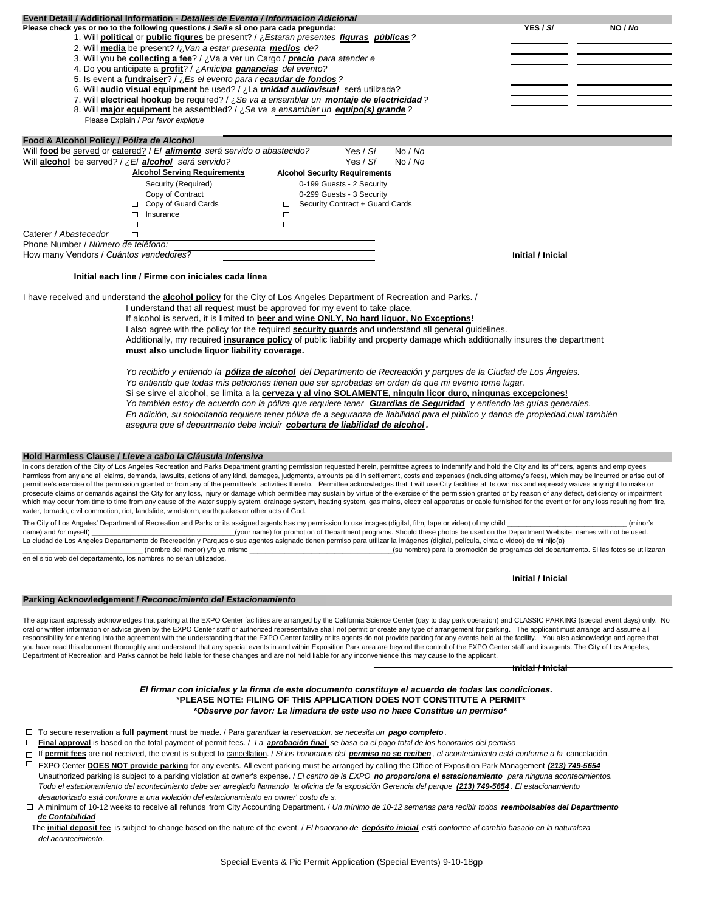## Event Detail / Additional Information - *Detalles de Evento / Informacion Adicional*

**Please check yes or no to the following questions / *Señ e si ono para cada pregunda:***

| | YES / *Sí* | NO / *No* |
|---|---|---|
| 1. Will **political** or **public figures** be present? / *¿Estaran presentes **figuras públicas**?* | | |
| 2. Will **media** be present? /*¿Van a estar presenta **medios** de?* | | |
| 3. Will you be **collecting a fee**? / ¿Va a ver un Cargo / ***precio** para atender e* | | |
| 4. Do you anticipate a **profit**? / *¿Anticipa **ganancias** del evento?* | | |
| 5. Is event a **fundraiser**? / *¿Es el evento para r **ecaudar de fondos**?* | | |
| 6. Will **audio visual equipment** be used? / ¿La ***unidad audiovisual*** será utilizada? | | |
| 7. Will **electrical hookup** be required? / *¿Se va a ensamblar un **montaje de electricidad**?* | | |
| 8. Will **major equipment** be assembled? / *¿Se va a ensamblar un **equipo(s) grande**?* | | |

Please Explain / *Por favor explique* ______________________

## Food & Alcohol Policy / *Póliza de Alcohol*

Will **food** be served or catered? / *El **alimento** será servido o abastecido?* Yes / *Sí* No / *No*

Will **alcohol** be served? / *¿El **alcohol** será servido?* Yes / *Sí* No / *No*

| Alcohol Serving Requirements | Alcohol Security Requirements |
|---|---|
| Security (Required) | 0-199 Guests - 2 Security |
| Copy of Contract | 0-299 Guests - 3 Security |
| ☐ Copy of Guard Cards | ☐ Security Contract + Guard Cards |
| ☐ Insurance | ☐ |
| ☐ | ☐ |

Caterer / *Abastecedor* ☐ ______________________

Phone Number / *Número de teléfono:* ______________________

How many Vendors / *Cuántos vendedores?* ______________________

**Initial / Inicial** ______________

**Initial each line / Firme con iniciales cada línea**

I have received and understand the **alcohol policy** for the City of Los Angeles Department of Recreation and Parks. /

I understand that all request must be approved for my event to take place.

If alcohol is served, it is limited to **beer and wine ONLY, No hard liquor, No Exceptions!**

I also agree with the policy for the required **security guards** and understand all general guidelines.

Additionally, my required **insurance policy** of public liability and property damage which additionally insures the department **must also unclude liquor liability coverage.**

*Yo recibido y entiendo la **póliza de alcohol** del Departmento de Recreación y parques de la Ciudad de Los Ángeles.*

*Yo entiendo que todas mis peticiones tienen que ser aprobadas en orden de que mi evento tome lugar.*

Si se sirve el alcohol, se limita a la **cerveza y al vino SOLAMENTE, ninguln licor duro, ningunas excepciones!**

*Yo también estoy de acuerdo con la póliza que requiere tener **Guardias de Seguridad** y entiendo las guías generales.*

*En adición, su solocitando requiere tener póliza de a seguranza de liabilidad para el público y danos de propiedad,cual también asegura que el departmento debe incluir **cobertura de liabilidad de alcohol**.*

## Hold Harmless Clause / *Lleve a cabo la Cláusula Infensiva*

In consideration of the City of Los Angeles Recreation and Parks Department granting permission requested herein, permittee agrees to indemnify and hold the City and its officers, agents and employees harmless from any and all claims, demands, lawsuits, actions of any kind, damages, judgments, amounts paid in settlement, costs and expenses (including attorney's fees), which may be incurred or arise out of permittee's exercise of the permission granted or from any of the permittee's activities thereto. Permittee acknowledges that it will use City facilities at its own risk and expressly waives any right to make or prosecute claims or demands against the City for any loss, injury or damage which permittee may sustain by virtue of the exercise of the permission granted or by reason of any defect, deficiency or impairment which may occur from time to time from any cause of the water supply system, drainage system, heating system, gas mains, electrical apparatus or cable furnished for the event or for any loss resulting from fire, water, tornado, civil commotion, riot, landslide, windstorm, earthquakes or other acts of God.

The City of Los Angeles' Department of Recreation and Parks or its assigned agents has my permission to use images (digital, film, tape or video) of my child ______________________ (minor's name) and /or myself) ______________________(your name) for promotion of Department programs. Should these photos be used on the Department Website, names will not be used.

La ciudad de Los Ángeles Departamento de Recreación y Parques o sus agentes asignado tienen permiso para utilizar la imágenes (digital, película, cinta o video) de mi hijo(a) ______________________ (nombre del menor) y/o yo mismo ______________________(su nombre) para la promoción de programas del departamento. Si las fotos se utilizaran en el sitio web del departamento, los nombres no seran utilizados.

**Initial / Inicial** ______________

## Parking Acknowledgement / *Reconocimiento del Estacionamiento*

The applicant expressly acknowledges that parking at the EXPO Center facilities are arranged by the California Science Center (day to day park operation) and CLASSIC PARKING (special event days) only. No oral or written information or advice given by the EXPO Center staff or authorized representative shall not permit or create any type of arrangement for parking. The applicant must arrange and assume all responsibility for entering into the agreement with the understanding that the EXPO Center facility or its agents do not provide parking for any events held at the facility. You also acknowledge and agree that you have read this document thoroughly and understand that any special events in and within Exposition Park area are beyond the control of the EXPO Center staff and its agents. The City of Los Angeles, Department of Recreation and Parks cannot be held liable for these changes and are not held liable for any inconvenience this may cause to the applicant.

**Initial / Inicial** ______________

***El firmar con iniciales y la firma de este documento constituye el acuerdo de todas las condiciones.***

**\*PLEASE NOTE: FILING OF THIS APPLICATION DOES NOT CONSTITUTE A PERMIT\***

***\*Observe por favor: La limadura de este uso no hace Constitue un permiso\****

- ☐ To secure reservation a **full payment** must be made. / *Para garantizar la reservacion, se necesita un **pago completo**.*
- ☐ **Final approval** is based on the total payment of permit fees. / *La **aprobación final** se basa en el pago total de los honorarios del permiso*
- ☐ If **permit fees** are not received, the event is subject to cancellation. / *Si los honorarios del **permiso no se reciben**, el acontecimiento está conforme a la* cancelación.
- ☐ EXPO Center **DOES NOT provide parking** for any events. All event parking must be arranged by calling the Office of Exposition Park Management ***(213) 749-5654*** Unauthorized parking is subject to a parking violation at owner's expense. / *El centro de la EXPO **no proporciona el estacionamiento** para ninguna acontecimientos. Todo el estacionamiento del acontecimiento debe ser arreglado llamando la oficina de la exposición Gerencia del parque **(213) 749-5654**. El estacionamiento desautorizado está conforme a una violación del estacionamiento en owner' costo de s.*
- ☐ A minimum of 10-12 weeks to receive all refunds from City Accounting Department. / *Un mínimo de 10-12 semanas para recibir todos **reembolsables del Departmento de Contabilidad***

The **initial deposit fee** is subject to change based on the nature of the event. / *El honorario de **depósito inicial** está conforme al cambio basado en la naturaleza del acontecimiento.*

Special Events & Pic Permit Application (Special Events) 9-10-18gp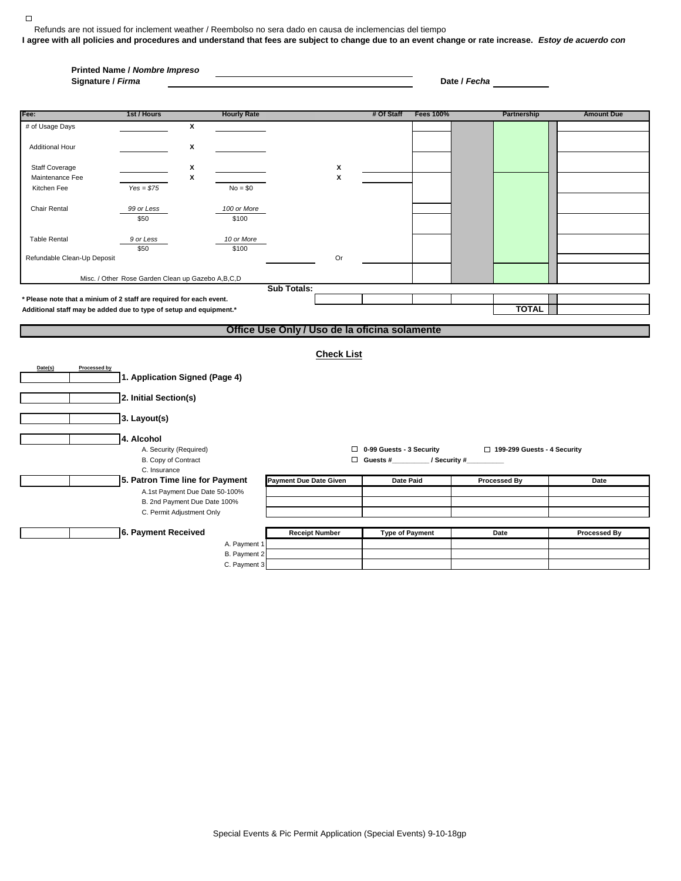☐

Refunds are not issued for inclement weather / Reembolso no sera dado en causa de inclemencias del tiempo

**I agree with all policies and procedures and understand that fees are subject to change due to an event change or rate increase.** ***Estoy de acuerdo con***

**Printed Name /** ***Nombre Impreso*** ______________________

**Signature /** ***Firma*** ______________________ **Date /** ***Fecha*** __________

| Fee: | 1st / Hours | | Hourly Rate | | # Of Staff | Fees 100% | | Partnership | | Amount Due |
|---|---|---|---|---|---|---|---|---|---|---|
| # of Usage Days | ______ | X | ______ | | | | | | | |
| Additional Hour | ______ | X | ______ | | | | | | | |
| Staff Coverage | ______ | X | ______ | X | ______ | | | | | |
| Maintenance Fee | ______ | X | ______ | X | ______ | | | | | |
| Kitchen Fee | *Yes = $75* | | No = $0 | | | | | | | |
| Chair Rental | *99 or Less* $50 | | *100 or More* $100 | | | | | | | |
| Table Rental | *9 or Less* $50 | | *10 or More* $100 | | | | | | | |
| Refundable Clean-Up Deposit | | | | Or | | | | | | |
| Misc. / Other Rose Garden Clean up Gazebo A,B,C,D | | | | | | | | | | |
| | | | **Sub Totals:** | | | | | | | |
| | | | | | | | | **TOTAL** | | |

**\* Please note that a minium of 2 staff are required for each event.**
**Additional staff may be added due to type of setup and equipment.\***

## Office Use Only / Uso de la oficina solamente

### Check List

| Date(s) | Processed by | |
|---|---|---|
| | | **1. Application Signed (Page 4)** |
| | | **2. Initial Section(s)** |
| | | **3. Layout(s)** |
| | | **4. Alcohol** |

A. Security (Required) ☐ 0-99 Guests - 3 Security ☐ 199-299 Guests - 4 Security

B. Copy of Contract ☐ Guests #_________ / Security #_________

C. Insurance

**5. Patron Time line for Payment**

| | Payment Due Date Given | Date Paid | Processed By | Date |
|---|---|---|---|---|
| A.1st Payment Due Date 50-100% | | | | |
| B. 2nd Payment Due Date 100% | | | | |
| C. Permit Adjustment Only | | | | |

**6. Payment Received**

| | Receipt Number | Type of Payment | Date | Processed By |
|---|---|---|---|---|
| A. Payment 1 | | | | |
| B. Payment 2 | | | | |
| C. Payment 3 | | | | |

Special Events & Pic Permit Application (Special Events) 9-10-18gp